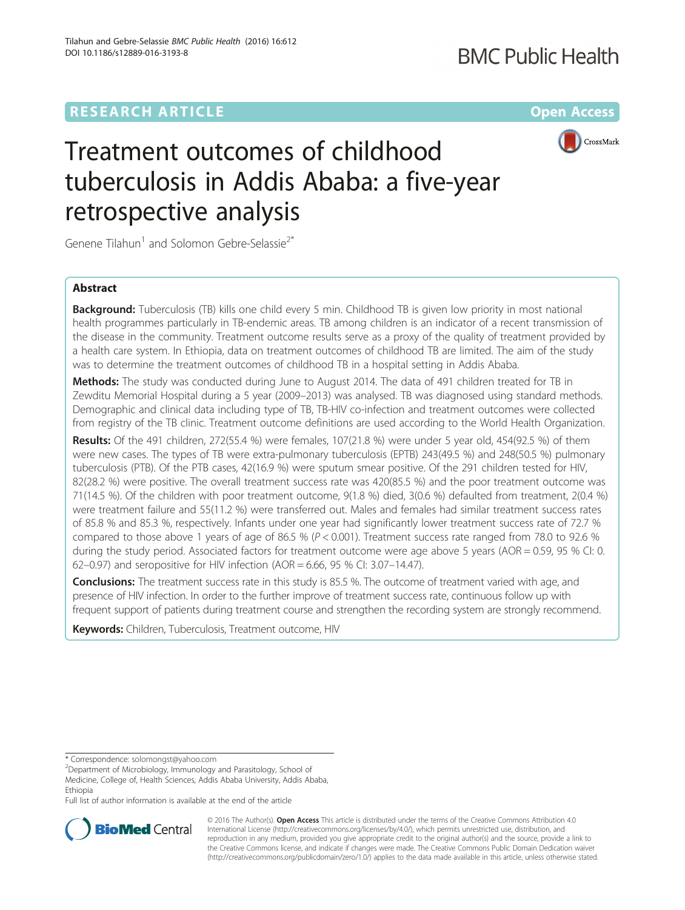RESEARCH ARTICLE Open Access

# Treatment outcomes of childhood tuberculosis in Addis Ababa: a five-year retrospective analysis

Genene Tilahun[1] and Solomon Gebre-Selassie[2*]

## Abstract

**Background:** Tuberculosis (TB) kills one child every 5 min. Childhood TB is given low priority in most national health programmes particularly in TB-endemic areas. TB among children is an indicator of a recent transmission of the disease in the community. Treatment outcome results serve as a proxy of the quality of treatment provided by a health care system. In Ethiopia, data on treatment outcomes of childhood TB are limited. The aim of the study was to determine the treatment outcomes of childhood TB in a hospital setting in Addis Ababa.

**Methods:** The study was conducted during June to August 2014. The data of 491 children treated for TB in Zewditu Memorial Hospital during a 5 year (2009–2013) was analysed. TB was diagnosed using standard methods. Demographic and clinical data including type of TB, TB-HIV co-infection and treatment outcomes were collected from registry of the TB clinic. Treatment outcome definitions are used according to the World Health Organization.

**Results:** Of the 491 children, 272(55.4 %) were females, 107(21.8 %) were under 5 year old, 454(92.5 %) of them were new cases. The types of TB were extra-pulmonary tuberculosis (EPTB) 243(49.5 %) and 248(50.5 %) pulmonary tuberculosis (PTB). Of the PTB cases, 42(16.9 %) were sputum smear positive. Of the 291 children tested for HIV, 82(28.2 %) were positive. The overall treatment success rate was 420(85.5 %) and the poor treatment outcome was 71(14.5 %). Of the children with poor treatment outcome, 9(1.8 %) died, 3(0.6 %) defaulted from treatment, 2(0.4 %) were treatment failure and 55(11.2 %) were transferred out. Males and females had similar treatment success rates of 85.8 % and 85.3 %, respectively. Infants under one year had significantly lower treatment success rate of 72.7 % compared to those above 1 years of age of 86.5 % ($P < 0.001$). Treatment success rate ranged from 78.0 to 92.6 % during the study period. Associated factors for treatment outcome were age above 5 years (AOR = 0.59, 95 % CI: 0.62–0.97) and seropositive for HIV infection (AOR = 6.66, 95 % CI: 3.07–14.47).

**Conclusions:** The treatment success rate in this study is 85.5 %. The outcome of treatment varied with age, and presence of HIV infection. In order to the further improve of treatment success rate, continuous follow up with frequent support of patients during treatment course and strengthen the recording system are strongly recommend.

**Keywords:** Children, Tuberculosis, Treatment outcome, HIV

---

\* Correspondence: solomongst@yahoo.com

[2]Department of Microbiology, Immunology and Parasitology, School of Medicine, College of, Health Sciences, Addis Ababa University, Addis Ababa, Ethiopia

Full list of author information is available at the end of the article

© 2016 The Author(s). **Open Access** This article is distributed under the terms of the Creative Commons Attribution 4.0 International License (http://creativecommons.org/licenses/by/4.0/), which permits unrestricted use, distribution, and reproduction in any medium, provided you give appropriate credit to the original author(s) and the source, provide a link to the Creative Commons license, and indicate if changes were made. The Creative Commons Public Domain Dedication waiver (http://creativecommons.org/publicdomain/zero/1.0/) applies to the data made available in this article, unless otherwise stated.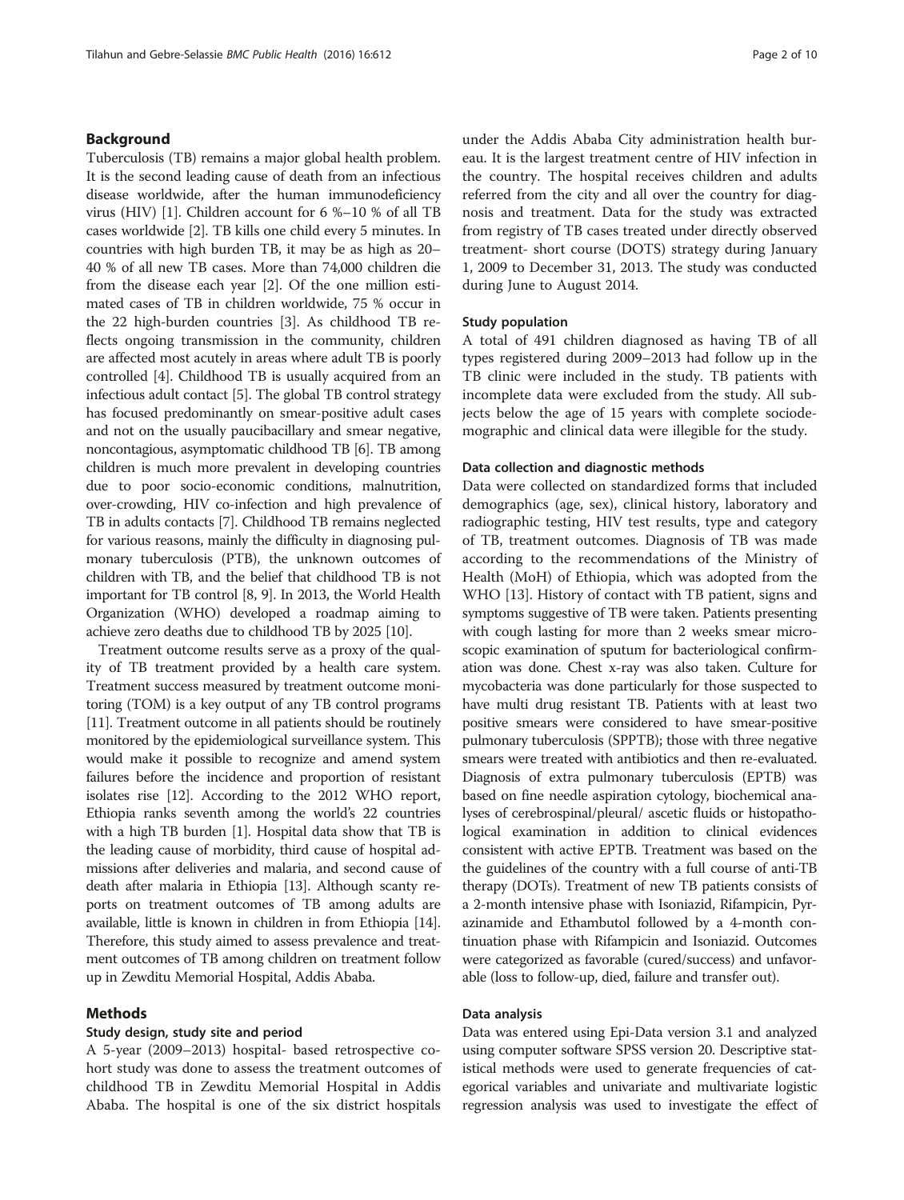## Background

Tuberculosis (TB) remains a major global health problem. It is the second leading cause of death from an infectious disease worldwide, after the human immunodeficiency virus (HIV) [1]. Children account for 6 %–10 % of all TB cases worldwide [2]. TB kills one child every 5 minutes. In countries with high burden TB, it may be as high as 20–40 % of all new TB cases. More than 74,000 children die from the disease each year [2]. Of the one million estimated cases of TB in children worldwide, 75 % occur in the 22 high-burden countries [3]. As childhood TB reflects ongoing transmission in the community, children are affected most acutely in areas where adult TB is poorly controlled [4]. Childhood TB is usually acquired from an infectious adult contact [5]. The global TB control strategy has focused predominantly on smear-positive adult cases and not on the usually paucibacillary and smear negative, noncontagious, asymptomatic childhood TB [6]. TB among children is much more prevalent in developing countries due to poor socio-economic conditions, malnutrition, over-crowding, HIV co-infection and high prevalence of TB in adults contacts [7]. Childhood TB remains neglected for various reasons, mainly the difficulty in diagnosing pulmonary tuberculosis (PTB), the unknown outcomes of children with TB, and the belief that childhood TB is not important for TB control [8, 9]. In 2013, the World Health Organization (WHO) developed a roadmap aiming to achieve zero deaths due to childhood TB by 2025 [10].

Treatment outcome results serve as a proxy of the quality of TB treatment provided by a health care system. Treatment success measured by treatment outcome monitoring (TOM) is a key output of any TB control programs [11]. Treatment outcome in all patients should be routinely monitored by the epidemiological surveillance system. This would make it possible to recognize and amend system failures before the incidence and proportion of resistant isolates rise [12]. According to the 2012 WHO report, Ethiopia ranks seventh among the world's 22 countries with a high TB burden [1]. Hospital data show that TB is the leading cause of morbidity, third cause of hospital admissions after deliveries and malaria, and second cause of death after malaria in Ethiopia [13]. Although scanty reports on treatment outcomes of TB among adults are available, little is known in children in from Ethiopia [14]. Therefore, this study aimed to assess prevalence and treatment outcomes of TB among children on treatment follow up in Zewditu Memorial Hospital, Addis Ababa.

## Methods

### Study design, study site and period

A 5-year (2009–2013) hospital- based retrospective cohort study was done to assess the treatment outcomes of childhood TB in Zewditu Memorial Hospital in Addis Ababa. The hospital is one of the six district hospitals under the Addis Ababa City administration health bureau. It is the largest treatment centre of HIV infection in the country. The hospital receives children and adults referred from the city and all over the country for diagnosis and treatment. Data for the study was extracted from registry of TB cases treated under directly observed treatment- short course (DOTS) strategy during January 1, 2009 to December 31, 2013. The study was conducted during June to August 2014.

### Study population

A total of 491 children diagnosed as having TB of all types registered during 2009–2013 had follow up in the TB clinic were included in the study. TB patients with incomplete data were excluded from the study. All subjects below the age of 15 years with complete sociodemographic and clinical data were illegible for the study.

### Data collection and diagnostic methods

Data were collected on standardized forms that included demographics (age, sex), clinical history, laboratory and radiographic testing, HIV test results, type and category of TB, treatment outcomes. Diagnosis of TB was made according to the recommendations of the Ministry of Health (MoH) of Ethiopia, which was adopted from the WHO [13]. History of contact with TB patient, signs and symptoms suggestive of TB were taken. Patients presenting with cough lasting for more than 2 weeks smear microscopic examination of sputum for bacteriological confirmation was done. Chest x-ray was also taken. Culture for mycobacteria was done particularly for those suspected to have multi drug resistant TB. Patients with at least two positive smears were considered to have smear-positive pulmonary tuberculosis (SPPTB); those with three negative smears were treated with antibiotics and then re-evaluated. Diagnosis of extra pulmonary tuberculosis (EPTB) was based on fine needle aspiration cytology, biochemical analyses of cerebrospinal/pleural/ ascetic fluids or histopathological examination in addition to clinical evidences consistent with active EPTB. Treatment was based on the the guidelines of the country with a full course of anti-TB therapy (DOTs). Treatment of new TB patients consists of a 2-month intensive phase with Isoniazid, Rifampicin, Pyrazinamide and Ethambutol followed by a 4-month continuation phase with Rifampicin and Isoniazid. Outcomes were categorized as favorable (cured/success) and unfavorable (loss to follow-up, died, failure and transfer out).

### Data analysis

Data was entered using Epi-Data version 3.1 and analyzed using computer software SPSS version 20. Descriptive statistical methods were used to generate frequencies of categorical variables and univariate and multivariate logistic regression analysis was used to investigate the effect of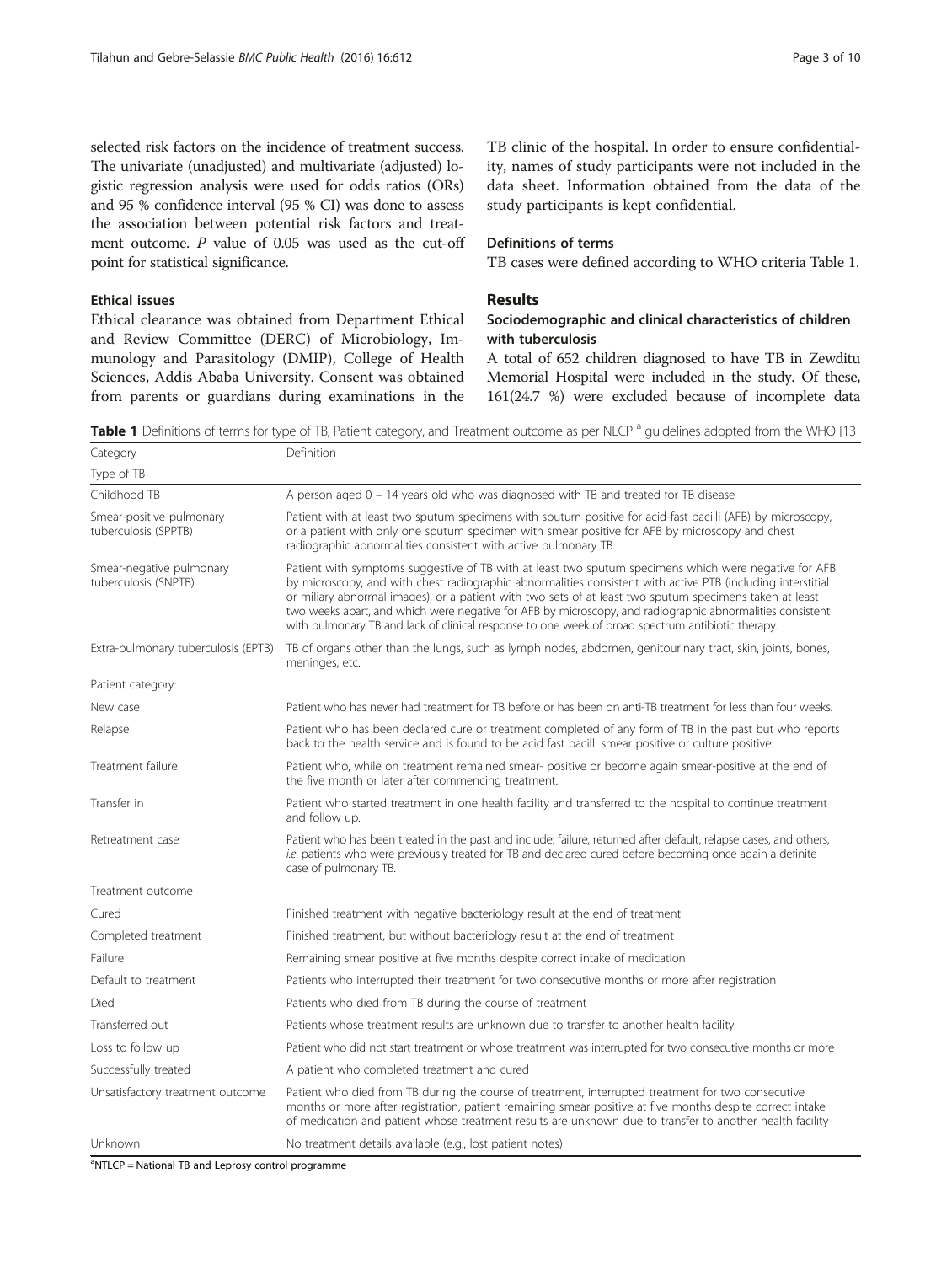selected risk factors on the incidence of treatment success. The univariate (unadjusted) and multivariate (adjusted) logistic regression analysis were used for odds ratios (ORs) and 95 % confidence interval (95 % CI) was done to assess the association between potential risk factors and treatment outcome. *P* value of 0.05 was used as the cut-off point for statistical significance.

### Ethical issues

Ethical clearance was obtained from Department Ethical and Review Committee (DERC) of Microbiology, Immunology and Parasitology (DMIP), College of Health Sciences, Addis Ababa University. Consent was obtained from parents or guardians during examinations in the TB clinic of the hospital. In order to ensure confidentiality, names of study participants were not included in the data sheet. Information obtained from the data of the study participants is kept confidential.

### Definitions of terms

TB cases were defined according to WHO criteria Table 1.

## Results

### Sociodemographic and clinical characteristics of children with tuberculosis

A total of 652 children diagnosed to have TB in Zewditu Memorial Hospital were included in the study. Of these, 161(24.7 %) were excluded because of incomplete data

**Table 1** Definitions of terms for type of TB, Patient category, and Treatment outcome as per NLCP [a] guidelines adopted from the WHO [13]

| Category | Definition |
|---|---|
| Type of TB | |
| Childhood TB | A person aged 0 – 14 years old who was diagnosed with TB and treated for TB disease |
| Smear-positive pulmonary tuberculosis (SPPTB) | Patient with at least two sputum specimens with sputum positive for acid-fast bacilli (AFB) by microscopy, or a patient with only one sputum specimen with smear positive for AFB by microscopy and chest radiographic abnormalities consistent with active pulmonary TB. |
| Smear-negative pulmonary tuberculosis (SNPTB) | Patient with symptoms suggestive of TB with at least two sputum specimens which were negative for AFB by microscopy, and with chest radiographic abnormalities consistent with active PTB (including interstitial or miliary abnormal images), or a patient with two sets of at least two sputum specimens taken at least two weeks apart, and which were negative for AFB by microscopy, and radiographic abnormalities consistent with pulmonary TB and lack of clinical response to one week of broad spectrum antibiotic therapy. |
| Extra-pulmonary tuberculosis (EPTB) | TB of organs other than the lungs, such as lymph nodes, abdomen, genitourinary tract, skin, joints, bones, meninges, etc. |
| Patient category: | |
| New case | Patient who has never had treatment for TB before or has been on anti-TB treatment for less than four weeks. |
| Relapse | Patient who has been declared cure or treatment completed of any form of TB in the past but who reports back to the health service and is found to be acid fast bacilli smear positive or culture positive. |
| Treatment failure | Patient who, while on treatment remained smear- positive or become again smear-positive at the end of the five month or later after commencing treatment. |
| Transfer in | Patient who started treatment in one health facility and transferred to the hospital to continue treatment and follow up. |
| Retreatment case | Patient who has been treated in the past and include: failure, returned after default, relapse cases, and others, *i.e.* patients who were previously treated for TB and declared cured before becoming once again a definite case of pulmonary TB. |
| Treatment outcome | |
| Cured | Finished treatment with negative bacteriology result at the end of treatment |
| Completed treatment | Finished treatment, but without bacteriology result at the end of treatment |
| Failure | Remaining smear positive at five months despite correct intake of medication |
| Default to treatment | Patients who interrupted their treatment for two consecutive months or more after registration |
| Died | Patients who died from TB during the course of treatment |
| Transferred out | Patients whose treatment results are unknown due to transfer to another health facility |
| Loss to follow up | Patient who did not start treatment or whose treatment was interrupted for two consecutive months or more |
| Successfully treated | A patient who completed treatment and cured |
| Unsatisfactory treatment outcome | Patient who died from TB during the course of treatment, interrupted treatment for two consecutive months or more after registration, patient remaining smear positive at five months despite correct intake of medication and patient whose treatment results are unknown due to transfer to another health facility |
| Unknown | No treatment details available (e.g., lost patient notes) |

[a]NTLCP = National TB and Leprosy control programme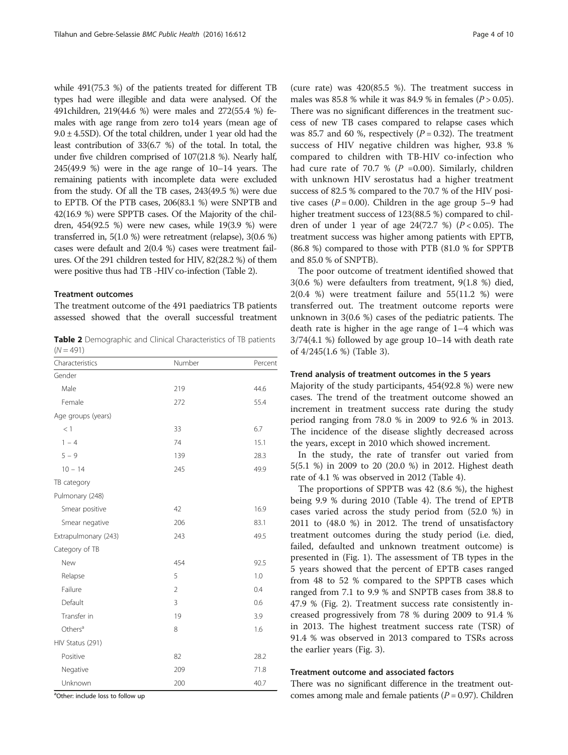while 491(75.3 %) of the patients treated for different TB types had were illegible and data were analysed. Of the 491children, 219(44.6 %) were males and 272(55.4 %) females with age range from zero to14 years (mean age of 9.0 ± 4.5SD). Of the total children, under 1 year old had the least contribution of 33(6.7 %) of the total. In total, the under five children comprised of 107(21.8 %). Nearly half, 245(49.9 %) were in the age range of 10–14 years. The remaining patients with incomplete data were excluded from the study. Of all the TB cases, 243(49.5 %) were due to EPTB. Of the PTB cases, 206(83.1 %) were SNPTB and 42(16.9 %) were SPPTB cases. Of the Majority of the children, 454(92.5 %) were new cases, while 19(3.9 %) were transferred in, 5(1.0 %) were retreatment (relapse), 3(0.6 %) cases were default and 2(0.4 %) cases were treatment failures. Of the 291 children tested for HIV, 82(28.2 %) of them were positive thus had TB -HIV co-infection (Table 2).

### Treatment outcomes

The treatment outcome of the 491 paediatrics TB patients assessed showed that the overall successful treatment (cure rate) was 420(85.5 %). The treatment success in males was 85.8 % while it was 84.9 % in females ($P > 0.05$). There was no significant differences in the treatment success of new TB cases compared to relapse cases which was 85.7 and 60 %, respectively ($P = 0.32$). The treatment success of HIV negative children was higher, 93.8 % compared to children with TB-HIV co-infection who had cure rate of 70.7 % ($P$ =0.00). Similarly, children with unknown HIV serostatus had a higher treatment success of 82.5 % compared to the 70.7 % of the HIV positive cases ($P = 0.00$). Children in the age group 5–9 had higher treatment success of 123(88.5 %) compared to children of under 1 year of age 24(72.7 %) ($P < 0.05$). The treatment success was higher among patients with EPTB, (86.8 %) compared to those with PTB (81.0 % for SPPTB and 85.0 % of SNPTB).

The poor outcome of treatment identified showed that 3(0.6 %) were defaulters from treatment, 9(1.8 %) died, 2(0.4 %) were treatment failure and 55(11.2 %) were transferred out. The treatment outcome reports were unknown in 3(0.6 %) cases of the pediatric patients. The death rate is higher in the age range of 1–4 which was 3/74(4.1 %) followed by age group 10–14 with death rate of 4/245(1.6 %) (Table 3).

**Table 2** Demographic and Clinical Characteristics of TB patients ($N = 491$)

| Characteristics | Number | Percent |
|---|---|---|
| Gender | | |
| Male | 219 | 44.6 |
| Female | 272 | 55.4 |
| Age groups (years) | | |
| < 1 | 33 | 6.7 |
| 1 – 4 | 74 | 15.1 |
| 5 – 9 | 139 | 28.3 |
| 10 – 14 | 245 | 49.9 |
| TB category | | |
| Pulmonary (248) | | |
| Smear positive | 42 | 16.9 |
| Smear negative | 206 | 83.1 |
| Extrapulmonary (243) | 243 | 49.5 |
| Category of TB | | |
| New | 454 | 92.5 |
| Relapse | 5 | 1.0 |
| Failure | 2 | 0.4 |
| Default | 3 | 0.6 |
| Transfer in | 19 | 3.9 |
| Others[a] | 8 | 1.6 |
| HIV Status (291) | | |
| Positive | 82 | 28.2 |
| Negative | 209 | 71.8 |
| Unknown | 200 | 40.7 |

[a]Other: include loss to follow up

### Trend analysis of treatment outcomes in the 5 years

Majority of the study participants, 454(92.8 %) were new cases. The trend of the treatment outcome showed an increment in treatment success rate during the study period ranging from 78.0 % in 2009 to 92.6 % in 2013. The incidence of the disease slightly decreased across the years, except in 2010 which showed increment.

In the study, the rate of transfer out varied from 5(5.1 %) in 2009 to 20 (20.0 %) in 2012. Highest death rate of 4.1 % was observed in 2012 (Table 4).

The proportions of SPPTB was 42 (8.6 %), the highest being 9.9 % during 2010 (Table 4). The trend of EPTB cases varied across the study period from (52.0 %) in 2011 to (48.0 %) in 2012. The trend of unsatisfactory treatment outcomes during the study period (i.e. died, failed, defaulted and unknown treatment outcome) is presented in (Fig. 1). The assessment of TB types in the 5 years showed that the percent of EPTB cases ranged from 48 to 52 % compared to the SPPTB cases which ranged from 7.1 to 9.9 % and SNPTB cases from 38.8 to 47.9 % (Fig. 2). Treatment success rate consistently increased progressively from 78 % during 2009 to 91.4 % in 2013. The highest treatment success rate (TSR) of 91.4 % was observed in 2013 compared to TSRs across the earlier years (Fig. 3).

### Treatment outcome and associated factors

There was no significant difference in the treatment outcomes among male and female patients ($P = 0.97$). Children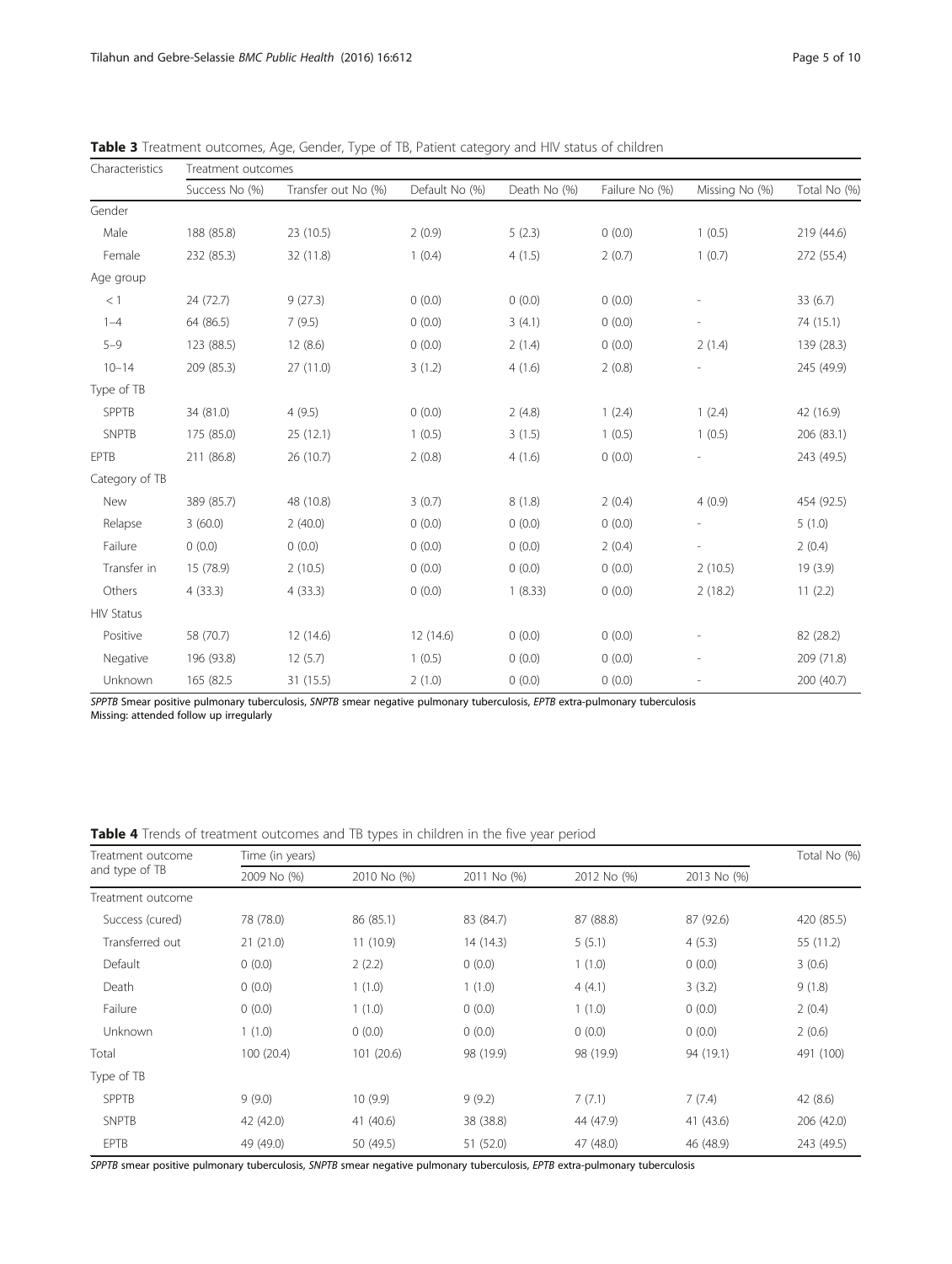**Table 3** Treatment outcomes, Age, Gender, Type of TB, Patient category and HIV status of children

| Characteristics | Treatment outcomes | | | | | | |
|---|---|---|---|---|---|---|---|
| | Success No (%) | Transfer out No (%) | Default No (%) | Death No (%) | Failure No (%) | Missing No (%) | Total No (%) |
| Gender | | | | | | | |
| Male | 188 (85.8) | 23 (10.5) | 2 (0.9) | 5 (2.3) | 0 (0.0) | 1 (0.5) | 219 (44.6) |
| Female | 232 (85.3) | 32 (11.8) | 1 (0.4) | 4 (1.5) | 2 (0.7) | 1 (0.7) | 272 (55.4) |
| Age group | | | | | | | |
| < 1 | 24 (72.7) | 9 (27.3) | 0 (0.0) | 0 (0.0) | 0 (0.0) | - | 33 (6.7) |
| 1–4 | 64 (86.5) | 7 (9.5) | 0 (0.0) | 3 (4.1) | 0 (0.0) | - | 74 (15.1) |
| 5–9 | 123 (88.5) | 12 (8.6) | 0 (0.0) | 2 (1.4) | 0 (0.0) | 2 (1.4) | 139 (28.3) |
| 10–14 | 209 (85.3) | 27 (11.0) | 3 (1.2) | 4 (1.6) | 2 (0.8) | - | 245 (49.9) |
| Type of TB | | | | | | | |
| SPPTB | 34 (81.0) | 4 (9.5) | 0 (0.0) | 2 (4.8) | 1 (2.4) | 1 (2.4) | 42 (16.9) |
| SNPTB | 175 (85.0) | 25 (12.1) | 1 (0.5) | 3 (1.5) | 1 (0.5) | 1 (0.5) | 206 (83.1) |
| EPTB | 211 (86.8) | 26 (10.7) | 2 (0.8) | 4 (1.6) | 0 (0.0) | - | 243 (49.5) |
| Category of TB | | | | | | | |
| New | 389 (85.7) | 48 (10.8) | 3 (0.7) | 8 (1.8) | 2 (0.4) | 4 (0.9) | 454 (92.5) |
| Relapse | 3 (60.0) | 2 (40.0) | 0 (0.0) | 0 (0.0) | 0 (0.0) | - | 5 (1.0) |
| Failure | 0 (0.0) | 0 (0.0) | 0 (0.0) | 0 (0.0) | 2 (0.4) | - | 2 (0.4) |
| Transfer in | 15 (78.9) | 2 (10.5) | 0 (0.0) | 0 (0.0) | 0 (0.0) | 2 (10.5) | 19 (3.9) |
| Others | 4 (33.3) | 4 (33.3) | 0 (0.0) | 1 (8.33) | 0 (0.0) | 2 (18.2) | 11 (2.2) |
| HIV Status | | | | | | | |
| Positive | 58 (70.7) | 12 (14.6) | 12 (14.6) | 0 (0.0) | 0 (0.0) | - | 82 (28.2) |
| Negative | 196 (93.8) | 12 (5.7) | 1 (0.5) | 0 (0.0) | 0 (0.0) | - | 209 (71.8) |
| Unknown | 165 (82.5 | 31 (15.5) | 2 (1.0) | 0 (0.0) | 0 (0.0) | - | 200 (40.7) |

*SPPTB* Smear positive pulmonary tuberculosis, *SNPTB* smear negative pulmonary tuberculosis, *EPTB* extra-pulmonary tuberculosis
Missing: attended follow up irregularly

**Table 4** Trends of treatment outcomes and TB types in children in the five year period

| Treatment outcome and type of TB | Time (in years) | | | | | Total No (%) |
|---|---|---|---|---|---|---|
| | 2009 No (%) | 2010 No (%) | 2011 No (%) | 2012 No (%) | 2013 No (%) | |
| Treatment outcome | | | | | | |
| Success (cured) | 78 (78.0) | 86 (85.1) | 83 (84.7) | 87 (88.8) | 87 (92.6) | 420 (85.5) |
| Transferred out | 21 (21.0) | 11 (10.9) | 14 (14.3) | 5 (5.1) | 4 (5.3) | 55 (11.2) |
| Default | 0 (0.0) | 2 (2.2) | 0 (0.0) | 1 (1.0) | 0 (0.0) | 3 (0.6) |
| Death | 0 (0.0) | 1 (1.0) | 1 (1.0) | 4 (4.1) | 3 (3.2) | 9 (1.8) |
| Failure | 0 (0.0) | 1 (1.0) | 0 (0.0) | 1 (1.0) | 0 (0.0) | 2 (0.4) |
| Unknown | 1 (1.0) | 0 (0.0) | 0 (0.0) | 0 (0.0) | 0 (0.0) | 2 (0.6) |
| Total | 100 (20.4) | 101 (20.6) | 98 (19.9) | 98 (19.9) | 94 (19.1) | 491 (100) |
| Type of TB | | | | | | |
| SPPTB | 9 (9.0) | 10 (9.9) | 9 (9.2) | 7 (7.1) | 7 (7.4) | 42 (8.6) |
| SNPTB | 42 (42.0) | 41 (40.6) | 38 (38.8) | 44 (47.9) | 41 (43.6) | 206 (42.0) |
| EPTB | 49 (49.0) | 50 (49.5) | 51 (52.0) | 47 (48.0) | 46 (48.9) | 243 (49.5) |

*SPPTB* smear positive pulmonary tuberculosis, *SNPTB* smear negative pulmonary tuberculosis, *EPTB* extra-pulmonary tuberculosis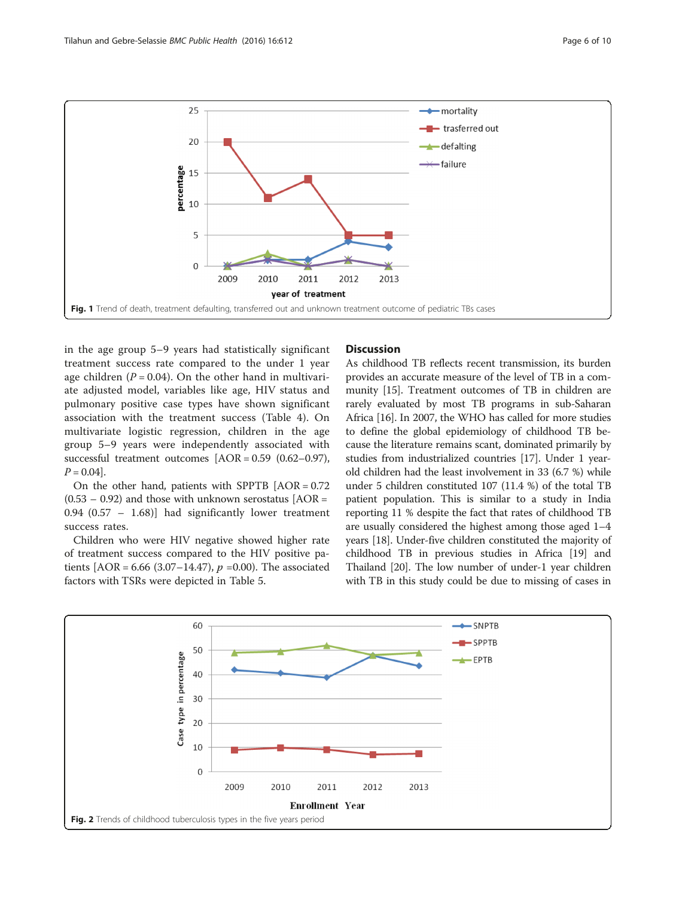Fig. 1 Trend of death, treatment defaulting, transferred out and unknown treatment outcome of pediatric TBs cases

in the age group 5–9 years had statistically significant treatment success rate compared to the under 1 year age children (*P* = 0.04). On the other hand in multivariate adjusted model, variables like age, HIV status and pulmonary positive case types have shown significant association with the treatment success (Table 4). On multivariate logistic regression, children in the age group 5–9 years were independently associated with successful treatment outcomes [AOR = 0.59 (0.62–0.97), *P* = 0.04].

On the other hand, patients with SPPTB [AOR = 0.72 (0.53 – 0.92) and those with unknown serostatus [AOR = 0.94 (0.57 – 1.68)] had significantly lower treatment success rates.

Children who were HIV negative showed higher rate of treatment success compared to the HIV positive patients [AOR = 6.66 (3.07–14.47), *p* =0.00). The associated factors with TSRs were depicted in Table 5.

## Discussion

As childhood TB reflects recent transmission, its burden provides an accurate measure of the level of TB in a community [15]. Treatment outcomes of TB in children are rarely evaluated by most TB programs in sub-Saharan Africa [16]. In 2007, the WHO has called for more studies to define the global epidemiology of childhood TB because the literature remains scant, dominated primarily by studies from industrialized countries [17]. Under 1 year-old children had the least involvement in 33 (6.7 %) while under 5 children constituted 107 (11.4 %) of the total TB patient population. This is similar to a study in India reporting 11 % despite the fact that rates of childhood TB are usually considered the highest among those aged 1–4 years [18]. Under-five children constituted the majority of childhood TB in previous studies in Africa [19] and Thailand [20]. The low number of under-1 year children with TB in this study could be due to missing of cases in

Fig. 2 Trends of childhood tuberculosis types in the five years period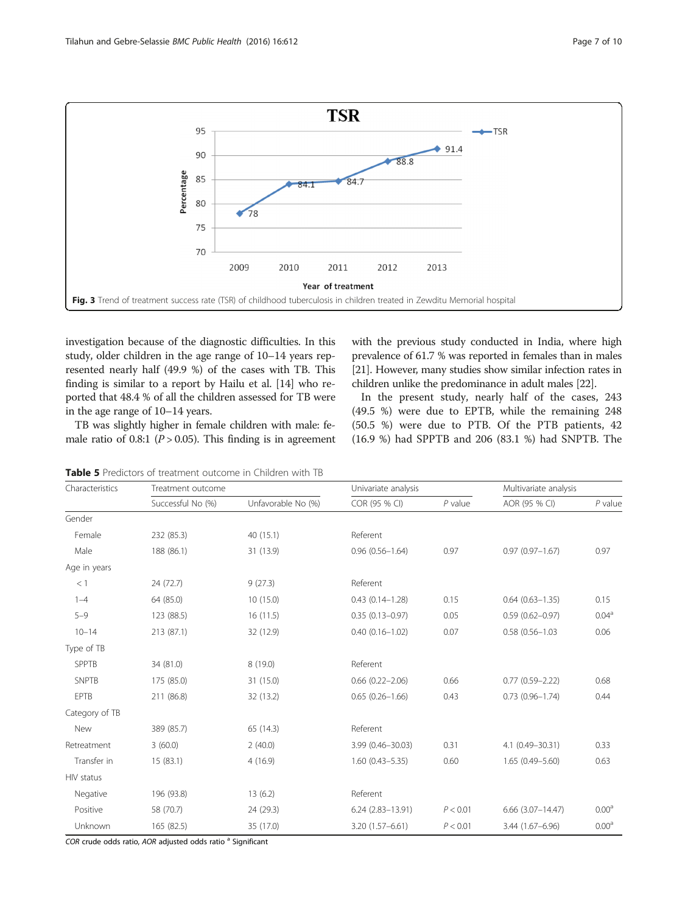**Fig. 3** Trend of treatment success rate (TSR) of childhood tuberculosis in children treated in Zewditu Memorial hospital

investigation because of the diagnostic difficulties. In this study, older children in the age range of 10–14 years represented nearly half (49.9 %) of the cases with TB. This finding is similar to a report by Hailu et al. [14] who reported that 48.4 % of all the children assessed for TB were in the age range of 10–14 years.

TB was slightly higher in female children with male: female ratio of 0.8:1 ($P > 0.05$). This finding is in agreement with the previous study conducted in India, where high prevalence of 61.7 % was reported in females than in males [21]. However, many studies show similar infection rates in children unlike the predominance in adult males [22].

In the present study, nearly half of the cases, 243 (49.5 %) were due to EPTB, while the remaining 248 (50.5 %) were due to PTB. Of the PTB patients, 42 (16.9 %) had SPPTB and 206 (83.1 %) had SNPTB. The

**Table 5** Predictors of treatment outcome in Children with TB

| Characteristics | Treatment outcome | | Univariate analysis | | Multivariate analysis | |
|---|---|---|---|---|---|---|
| | Successful No (%) | Unfavorable No (%) | COR (95 % CI) | *P* value | AOR (95 % CI) | *P* value |
| Gender | | | | | | |
| Female | 232 (85.3) | 40 (15.1) | Referent | | | |
| Male | 188 (86.1) | 31 (13.9) | 0.96 (0.56–1.64) | 0.97 | 0.97 (0.97–1.67) | 0.97 |
| Age in years | | | | | | |
| < 1 | 24 (72.7) | 9 (27.3) | Referent | | | |
| 1–4 | 64 (85.0) | 10 (15.0) | 0.43 (0.14–1.28) | 0.15 | 0.64 (0.63–1.35) | 0.15 |
| 5–9 | 123 (88.5) | 16 (11.5) | 0.35 (0.13–0.97) | 0.05 | 0.59 (0.62–0.97) | 0.04[a] |
| 10–14 | 213 (87.1) | 32 (12.9) | 0.40 (0.16–1.02) | 0.07 | 0.58 (0.56–1.03 | 0.06 |
| Type of TB | | | | | | |
| SPPTB | 34 (81.0) | 8 (19.0) | Referent | | | |
| SNPTB | 175 (85.0) | 31 (15.0) | 0.66 (0.22–2.06) | 0.66 | 0.77 (0.59–2.22) | 0.68 |
| EPTB | 211 (86.8) | 32 (13.2) | 0.65 (0.26–1.66) | 0.43 | 0.73 (0.96–1.74) | 0.44 |
| Category of TB | | | | | | |
| New | 389 (85.7) | 65 (14.3) | Referent | | | |
| Retreatment | 3 (60.0) | 2 (40.0) | 3.99 (0.46–30.03) | 0.31 | 4.1 (0.49–30.31) | 0.33 |
| Transfer in | 15 (83.1) | 4 (16.9) | 1.60 (0.43–5.35) | 0.60 | 1.65 (0.49–5.60) | 0.63 |
| HIV status | | | | | | |
| Negative | 196 (93.8) | 13 (6.2) | Referent | | | |
| Positive | 58 (70.7) | 24 (29.3) | 6.24 (2.83–13.91) | $P < 0.01$ | 6.66 (3.07–14.47) | 0.00[a] |
| Unknown | 165 (82.5) | 35 (17.0) | 3.20 (1.57–6.61) | $P < 0.01$ | 3.44 (1.67–6.96) | 0.00[a] |

*COR* crude odds ratio, *AOR* adjusted odds ratio [a] Significant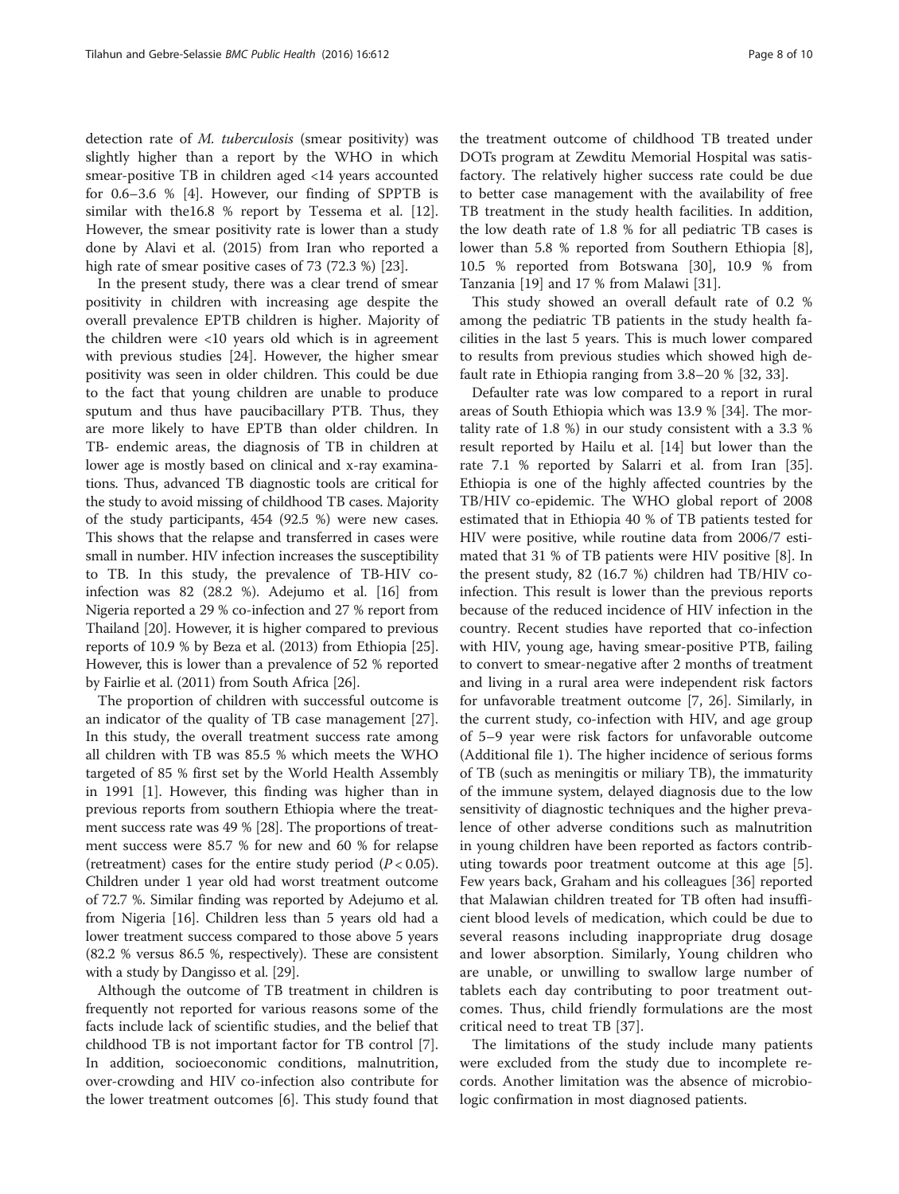detection rate of *M. tuberculosis* (smear positivity) was slightly higher than a report by the WHO in which smear-positive TB in children aged <14 years accounted for 0.6–3.6 % [4]. However, our finding of SPPTB is similar with the16.8 % report by Tessema et al. [12]. However, the smear positivity rate is lower than a study done by Alavi et al. (2015) from Iran who reported a high rate of smear positive cases of 73 (72.3 %) [23].

In the present study, there was a clear trend of smear positivity in children with increasing age despite the overall prevalence EPTB children is higher. Majority of the children were <10 years old which is in agreement with previous studies [24]. However, the higher smear positivity was seen in older children. This could be due to the fact that young children are unable to produce sputum and thus have paucibacillary PTB. Thus, they are more likely to have EPTB than older children. In TB- endemic areas, the diagnosis of TB in children at lower age is mostly based on clinical and x-ray examinations. Thus, advanced TB diagnostic tools are critical for the study to avoid missing of childhood TB cases. Majority of the study participants, 454 (92.5 %) were new cases. This shows that the relapse and transferred in cases were small in number. HIV infection increases the susceptibility to TB. In this study, the prevalence of TB-HIV co-infection was 82 (28.2 %). Adejumo et al. [16] from Nigeria reported a 29 % co-infection and 27 % report from Thailand [20]. However, it is higher compared to previous reports of 10.9 % by Beza et al. (2013) from Ethiopia [25]. However, this is lower than a prevalence of 52 % reported by Fairlie et al. (2011) from South Africa [26].

The proportion of children with successful outcome is an indicator of the quality of TB case management [27]. In this study, the overall treatment success rate among all children with TB was 85.5 % which meets the WHO targeted of 85 % first set by the World Health Assembly in 1991 [1]. However, this finding was higher than in previous reports from southern Ethiopia where the treatment success rate was 49 % [28]. The proportions of treatment success were 85.7 % for new and 60 % for relapse (retreatment) cases for the entire study period ($P < 0.05$). Children under 1 year old had worst treatment outcome of 72.7 %. Similar finding was reported by Adejumo et al. from Nigeria [16]. Children less than 5 years old had a lower treatment success compared to those above 5 years (82.2 % versus 86.5 %, respectively). These are consistent with a study by Dangisso et al. [29].

Although the outcome of TB treatment in children is frequently not reported for various reasons some of the facts include lack of scientific studies, and the belief that childhood TB is not important factor for TB control [7]. In addition, socioeconomic conditions, malnutrition, over-crowding and HIV co-infection also contribute for the lower treatment outcomes [6]. This study found that the treatment outcome of childhood TB treated under DOTs program at Zewditu Memorial Hospital was satisfactory. The relatively higher success rate could be due to better case management with the availability of free TB treatment in the study health facilities. In addition, the low death rate of 1.8 % for all pediatric TB cases is lower than 5.8 % reported from Southern Ethiopia [8], 10.5 % reported from Botswana [30], 10.9 % from Tanzania [19] and 17 % from Malawi [31].

This study showed an overall default rate of 0.2 % among the pediatric TB patients in the study health facilities in the last 5 years. This is much lower compared to results from previous studies which showed high default rate in Ethiopia ranging from 3.8–20 % [32, 33].

Defaulter rate was low compared to a report in rural areas of South Ethiopia which was 13.9 % [34]. The mortality rate of 1.8 %) in our study consistent with a 3.3 % result reported by Hailu et al. [14] but lower than the rate 7.1 % reported by Salarri et al. from Iran [35]. Ethiopia is one of the highly affected countries by the TB/HIV co-epidemic. The WHO global report of 2008 estimated that in Ethiopia 40 % of TB patients tested for HIV were positive, while routine data from 2006/7 estimated that 31 % of TB patients were HIV positive [8]. In the present study, 82 (16.7 %) children had TB/HIV co-infection. This result is lower than the previous reports because of the reduced incidence of HIV infection in the country. Recent studies have reported that co-infection with HIV, young age, having smear-positive PTB, failing to convert to smear-negative after 2 months of treatment and living in a rural area were independent risk factors for unfavorable treatment outcome [7, 26]. Similarly, in the current study, co-infection with HIV, and age group of 5–9 year were risk factors for unfavorable outcome (Additional file 1). The higher incidence of serious forms of TB (such as meningitis or miliary TB), the immaturity of the immune system, delayed diagnosis due to the low sensitivity of diagnostic techniques and the higher prevalence of other adverse conditions such as malnutrition in young children have been reported as factors contributing towards poor treatment outcome at this age [5]. Few years back, Graham and his colleagues [36] reported that Malawian children treated for TB often had insufficient blood levels of medication, which could be due to several reasons including inappropriate drug dosage and lower absorption. Similarly, Young children who are unable, or unwilling to swallow large number of tablets each day contributing to poor treatment outcomes. Thus, child friendly formulations are the most critical need to treat TB [37].

The limitations of the study include many patients were excluded from the study due to incomplete records. Another limitation was the absence of microbiologic confirmation in most diagnosed patients.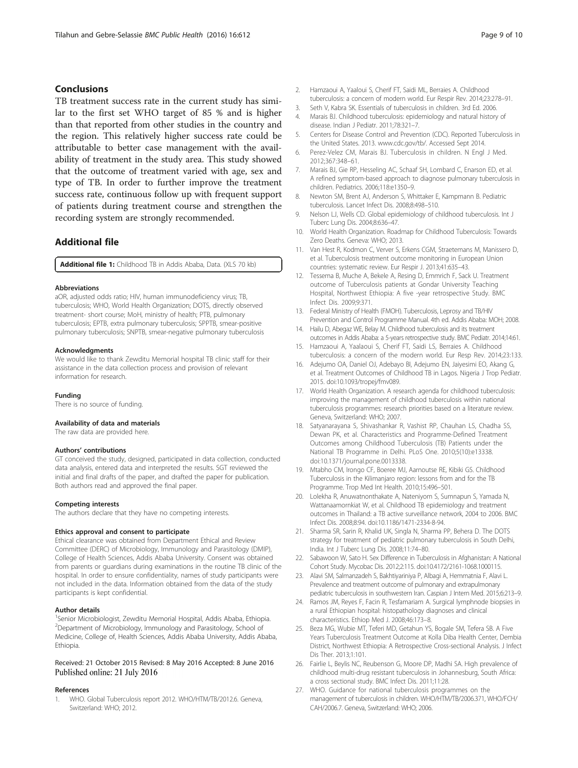## Conclusions

TB treatment success rate in the current study has similar to the first set WHO target of 85 % and is higher than that reported from other studies in the country and the region. This relatively higher success rate could be attributable to better case management with the availability of treatment in the study area. This study showed that the outcome of treatment varied with age, sex and type of TB. In order to further improve the treatment success rate, continuous follow up with frequent support of patients during treatment course and strengthen the recording system are strongly recommended.

## Additional file

**Additional file 1:** Childhood TB in Addis Ababa, Data. (XLS 70 kb)

#### Abbreviations

aOR, adjusted odds ratio; HIV, human immunodeficiency virus; TB, tuberculosis; WHO, World Health Organization; DOTS, directly observed treatment- short course; MoH, ministry of health; PTB, pulmonary tuberculosis; EPTB, extra pulmonary tuberculosis; SPPTB, smear-positive pulmonary tuberculosis; SNPTB, smear-negative pulmonary tuberculosis

#### Acknowledgments

We would like to thank Zewditu Memorial hospital TB clinic staff for their assistance in the data collection process and provision of relevant information for research.

#### Funding

There is no source of funding.

#### Availability of data and materials

The raw data are provided here.

#### Authors' contributions

GT conceived the study, designed, participated in data collection, conducted data analysis, entered data and interpreted the results. SGT reviewed the initial and final drafts of the paper, and drafted the paper for publication. Both authors read and approved the final paper.

#### Competing interests

The authors declare that they have no competing interests.

#### Ethics approval and consent to participate

Ethical clearance was obtained from Department Ethical and Review Committee (DERC) of Microbiology, Immunology and Parasitology (DMIP), College of Health Sciences, Addis Ababa University. Consent was obtained from parents or guardians during examinations in the routine TB clinic of the hospital. In order to ensure confidentiality, names of study participants were not included in the data. Information obtained from the data of the study participants is kept confidential.

#### Author details

[1]Senior Microbiologist, Zewditu Memorial Hospital, Addis Ababa, Ethiopia. [2]Department of Microbiology, Immunology and Parasitology, School of Medicine, College of, Health Sciences, Addis Ababa University, Addis Ababa, Ethiopia.

Received: 21 October 2015 Revised: 8 May 2016 Accepted: 8 June 2016
Published online: 21 July 2016

#### References

1. WHO. Global Tuberculosis report 2012. WHO/HTM/TB/2012.6. Geneva, Switzerland: WHO; 2012.
2. Hamzaoui A, Yaaloui S, Cherif FT, Saidi ML, Berraies A. Childhood tuberculosis: a concern of modern world. Eur Respir Rev. 2014;23:278–91.
3. Seth V, Kabra SK. Essentials of tuberculosis in children. 3rd Ed. 2006.
4. Marais BJ. Childhood tuberculosis: epidemiology and natural history of disease. Indian J Pediatr. 2011;78:321–7.
5. Centers for Disease Control and Prevention (CDC). Reported Tuberculosis in the United States. 2013. www.cdc.gov/tb/. Accessed Sept 2014.
6. Perez-Velez CM, Marais BJ. Tuberculosis in children. N Engl J Med. 2012;367:348–61.
7. Marais BJ, Gie RP, Hesseling AC, Schaaf SH, Lombard C, Enarson ED, et al. A refined symptom-based approach to diagnose pulmonary tuberculosis in children. Pediatrics. 2006;118:e1350–9.
8. Newton SM, Brent AJ, Anderson S, Whittaker E, Kampmann B. Pediatric tuberculosis. Lancet Infect Dis. 2008;8:498–510.
9. Nelson LJ, Wells CD. Global epidemiology of childhood tuberculosis. Int J Tuberc Lung Dis. 2004;8:636–47.
10. World Health Organization. Roadmap for Childhood Tuberculosis: Towards Zero Deaths. Geneva: WHO; 2013.
11. Van Hest R, Kodmon C, Verver S, Erkens CGM, Straetemans M, Manissero D, et al. Tuberculosis treatment outcome monitoring in European Union countries: systematic review. Eur Respir J. 2013;41:635–43.
12. Tessema B, Muche A, Bekele A, Resing D, Emmrich F, Sack U. Treatment outcome of Tuberculosis patients at Gondar University Teaching Hospital, Northwest Ethiopia: A five -year retrospective Study. BMC Infect Dis. 2009;9:371.
13. Federal Ministry of Health (FMOH). Tuberculosis, Leprosy and TB/HIV Prevention and Control Programme Manual. 4th ed. Addis Ababa: MOH; 2008.
14. Hailu D, Abegaz WE, Belay M. Childhood tuberculosis and its treatment outcomes in Addis Ababa: a 5-years retrospective study. BMC Pediatr. 2014;14:61.
15. Hamzaoui A, Yaalaoui S, Cherif FT, Saidi LS, Berraies A. Childhood tuberculosis: a concern of the modern world. Eur Resp Rev. 2014;23:133.
16. Adejumo OA, Daniel OJ, Adebayo BI, Adejumo EN, Jaiyesimi EO, Akang G, et al. Treatment Outcomes of Childhood TB in Lagos. Nigeria J Trop Pediatr. 2015. doi:10.1093/tropej/fmv089.
17. World Health Organization. A research agenda for childhood tuberculosis: improving the management of childhood tuberculosis within national tuberculosis programmes: research priorities based on a literature review. Geneva, Switzerland: WHO; 2007.
18. Satyanarayana S, Shivashankar R, Vashist RP, Chauhan LS, Chadha SS, Dewan PK, et al. Characteristics and Programme-Defined Treatment Outcomes among Childhood Tuberculosis (TB) Patients under the National TB Programme in Delhi. PLoS One. 2010;5(10):e13338. doi:10.1371/journal.pone.0013338.
19. Mtabho CM, Irongo CF, Boeree MJ, Aarnoutse RE, Kibiki GS. Childhood Tuberculosis in the Kilimanjaro region: lessons from and for the TB Programme. Trop Med Int Health. 2010;15:496–501.
20. Lolekha R, Anuwatnonthakate A, Nateniyom S, Sumnapun S, Yamada N, Wattanaamornkiat W, et al. Childhood TB epidemiology and treatment outcomes in Thailand: a TB active surveillance network, 2004 to 2006. BMC Infect Dis. 2008;8:94. doi:10.1186/1471-2334-8-94.
21. Sharma SR, Sarin R, Khalid UK, Singla N, Sharma PP, Behera D. The DOTS strategy for treatment of pediatric pulmonary tuberculosis in South Delhi, India. Int J Tuberc Lung Dis. 2008;11:74–80.
22. Sabawoon W, Sato H. Sex Difference in Tuberculosis in Afghanistan: A National Cohort Study. Mycobac Dis. 2012;2:115. doi:10.4172/2161-1068.1000115.
23. Alavi SM, Salmanzadeh S, Bakhtiyariniya P, Albagi A, Hemmatnia F, Alavi L. Prevalence and treatment outcome of pulmonary and extrapulmonary pediatric tuberculosis in southwestern Iran. Caspian J Intern Med. 2015;6:213–9.
24. Ramos JM, Reyes F, Facin R, Tesfamariam A. Surgical lymphnode biopsies in a rural Ethiopian hospital: histopathology diagnoses and clinical characteristics. Ethiop Med J. 2008;46:173–8.
25. Beza MG, Wubie MT, Teferi MD, Getahun YS, Bogale SM, Tefera SB. A Five Years Tuberculosis Treatment Outcome at Kolla Diba Health Center, Dembia District, Northwest Ethiopia: A Retrospective Cross-sectional Analysis. J Infect Dis Ther. 2013;1:101.
26. Fairlie L, Beylis NC, Reubenson G, Moore DP, Madhi SA. High prevalence of childhood multi-drug resistant tuberculosis in Johannesburg, South Africa: a cross sectional study. BMC Infect Dis. 2011;11:28.
27. WHO. Guidance for national tuberculosis programmes on the management of tuberculosis in children. WHO/HTM/TB/2006.371, WHO/FCH/CAH/2006.7. Geneva, Switzerland: WHO; 2006.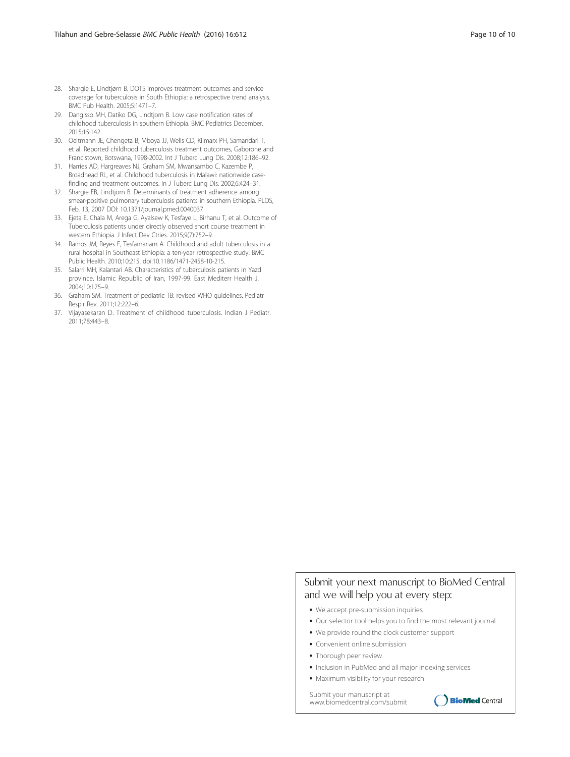28. Shargie E, Lindtjørn B. DOTS improves treatment outcomes and service coverage for tuberculosis in South Ethiopia: a retrospective trend analysis. BMC Pub Health. 2005;5:1471–7.
29. Dangisso MH, Datiko DG, Lindtjorn B. Low case notification rates of childhood tuberculosis in southern Ethiopia. BMC Pediatrics December. 2015;15:142.
30. Oeltmann JE, Chengeta B, Mboya JJ, Wells CD, Kilmarx PH, Samandari T, et al. Reported childhood tuberculosis treatment outcomes, Gaborone and Francistown, Botswana, 1998-2002. Int J Tuberc Lung Dis. 2008;12:186–92.
31. Harries AD, Hargreaves NJ, Graham SM, Mwansambo C, Kazembe P, Broadhead RL, et al. Childhood tuberculosis in Malawi: nationwide case-finding and treatment outcomes. In J Tuberc Lung Dis. 2002;6:424–31.
32. Shargie EB, Lindtjorn B. Determinants of treatment adherence among smear-positive pulmonary tuberculosis patients in southern Ethiopia. PLOS, Feb. 13, 2007 DOI: 10.1371/journal.pmed.0040037
33. Ejeta E, Chala M, Arega G, Ayalsew K, Tesfaye L, Birhanu T, et al. Outcome of Tuberculosis patients under directly observed short course treatment in western Ethiopia. J Infect Dev Ctries. 2015;9(7):752–9.
34. Ramos JM, Reyes F, Tesfamariam A. Childhood and adult tuberculosis in a rural hospital in Southeast Ethiopia: a ten-year retrospective study. BMC Public Health. 2010;10:215. doi:10.1186/1471-2458-10-215.
35. Salarri MH, Kalantari AB. Characteristics of tuberculosis patients in Yazd province, Islamic Republic of Iran, 1997-99. East Mediterr Health J. 2004;10:175–9.
36. Graham SM. Treatment of pediatric TB: revised WHO guidelines. Pediatr Respir Rev. 2011;12:222–6.
37. Vijayasekaran D. Treatment of childhood tuberculosis. Indian J Pediatr. 2011;78:443–8.

Submit your next manuscript to BioMed Central and we will help you at every step:

- We accept pre-submission inquiries
- Our selector tool helps you to find the most relevant journal
- We provide round the clock customer support
- Convenient online submission
- Thorough peer review
- Inclusion in PubMed and all major indexing services
- Maximum visibility for your research

Submit your manuscript at www.biomedcentral.com/submit

BioMed Central